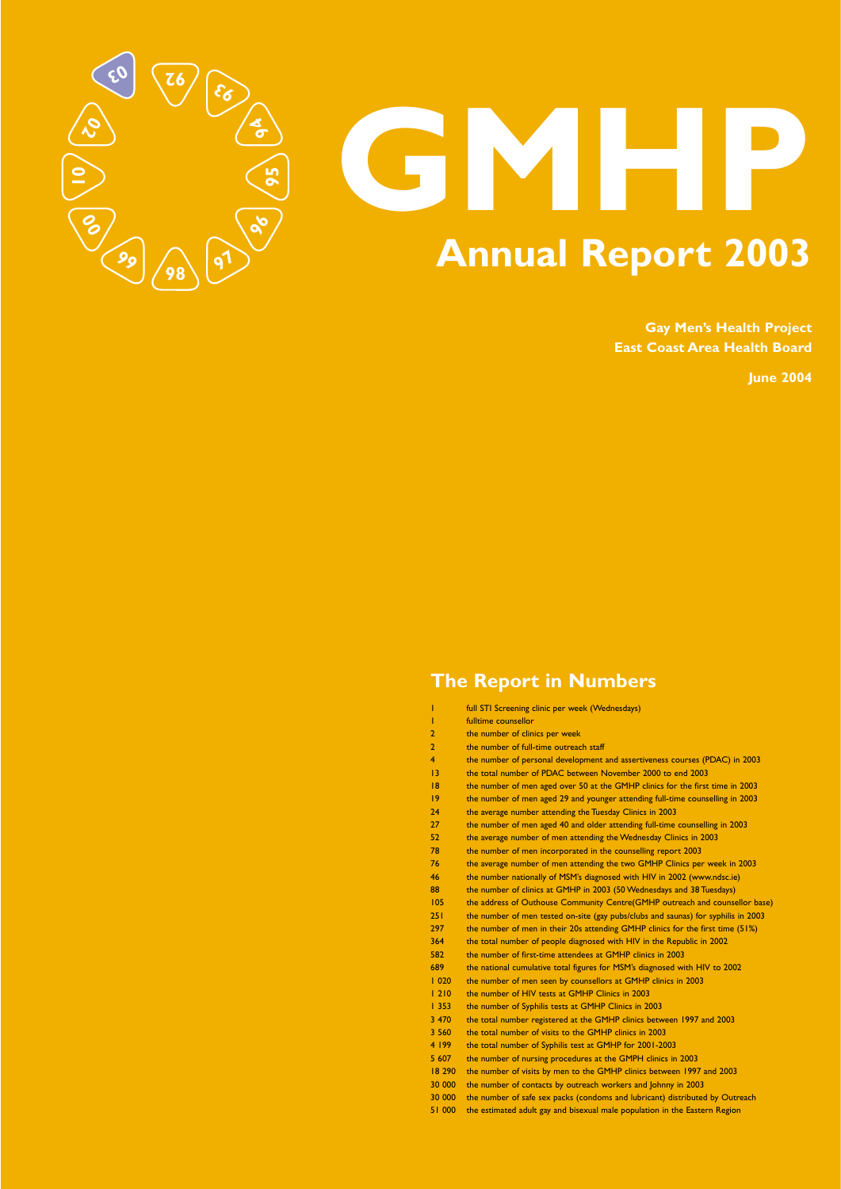# GMHP

## Annual Report 2003

**Gay Men's Health Project**
**East Coast Area Health Board**

**June 2004**

## The Report in Numbers

| | |
|---|---|
| 1 | full STI Screening clinic per week (Wednesdays) |
| 1 | fulltime counsellor |
| 2 | the number of clinics per week |
| 2 | the number of full-time outreach staff |
| 4 | the number of personal development and assertiveness courses (PDAC) in 2003 |
| 13 | the total number of PDAC between November 2000 to end 2003 |
| 18 | the number of men aged over 50 at the GMHP clinics for the first time in 2003 |
| 19 | the number of men aged 29 and younger attending full-time counselling in 2003 |
| 24 | the average number attending the Tuesday Clinics in 2003 |
| 27 | the number of men aged 40 and older attending full-time counselling in 2003 |
| 52 | the average number of men attending the Wednesday Clinics in 2003 |
| 78 | the number of men incorporated in the counselling report 2003 |
| 76 | the average number of men attending the two GMHP Clinics per week in 2003 |
| 46 | the number nationally of MSM's diagnosed with HIV in 2002 (www.ndsc.ie) |
| 88 | the number of clinics at GMHP in 2003 (50 Wednesdays and 38 Tuesdays) |
| 105 | the address of Outhouse Community Centre(GMHP outreach and counsellor base) |
| 251 | the number of men tested on-site (gay pubs/clubs and saunas) for syphilis in 2003 |
| 297 | the number of men in their 20s attending GMHP clinics for the first time (51%) |
| 364 | the total number of people diagnosed with HIV in the Republic in 2002 |
| 582 | the number of first-time attendees at GMHP clinics in 2003 |
| 689 | the national cumulative total figures for MSM's diagnosed with HIV to 2002 |
| 1 020 | the number of men seen by counsellors at GMHP clinics in 2003 |
| 1 210 | the number of HIV tests at GMHP Clinics in 2003 |
| 1 353 | the number of Syphilis tests at GMHP Clinics in 2003 |
| 3 470 | the total number registered at the GMHP clinics between 1997 and 2003 |
| 3 560 | the total number of visits to the GMHP clinics in 2003 |
| 4 199 | the total number of Syphilis test at GMHP for 2001-2003 |
| 5 607 | the number of nursing procedures at the GMPH clinics in 2003 |
| 18 290 | the number of visits by men to the GMHP clinics between 1997 and 2003 |
| 30 000 | the number of contacts by outreach workers and Johnny in 2003 |
| 30 000 | the number of safe sex packs (condoms and lubricant) distributed by Outreach |
| 51 000 | the estimated adult gay and bisexual male population in the Eastern Region |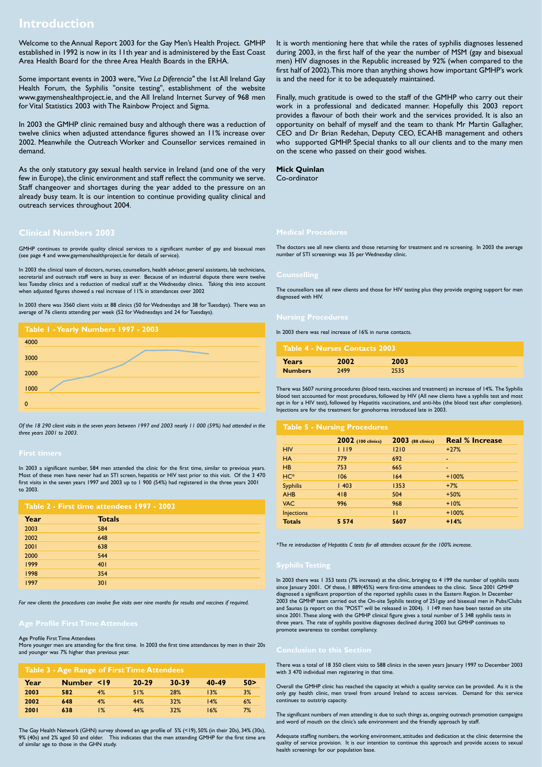# Introduction

Welcome to the Annual Report 2003 for the Gay Men's Health Project. GMHP established in 1992 is now in its 11th year and is administered by the East Coast Area Health Board for the three Area Health Boards in the ERHA.

Some important events in 2003 were, "*Viva La Diferencia*" the 1st All Ireland Gay Health Forum, the Syphilis "onsite testing", establishment of the website www.gaymenshealthproject.ie, and the All Ireland Internet Survey of 968 men for Vital Statistics 2003 with The Rainbow Project and Sigma.

In 2003 the GMHP clinic remained busy and although there was a reduction of twelve clinics when adjusted attendance figures showed an 11% increase over 2002. Meanwhile the Outreach Worker and Counsellor services remained in demand.

As the only statutory gay sexual health service in Ireland (and one of the very few in Europe), the clinic environment and staff reflect the community we serve. Staff changeover and shortages during the year added to the pressure on an already busy team. It is our intention to continue providing quality clinical and outreach services throughout 2004.

It is worth mentioning here that while the rates of syphilis diagnoses lessened during 2003, in the first half of the year the number of MSM (gay and bisexual men) HIV diagnoses in the Republic increased by 92% (when compared to the first half of 2002). This more than anything shows how important GMHP's work is and the need for it to be adequately maintained.

Finally, much gratitude is owed to the staff of the GMHP who carry out their work in a professional and dedicated manner. Hopefully this 2003 report provides a flavour of both their work and the services provided. It is also an opportunity on behalf of myself and the team to thank Mr Martin Gallagher, CEO and Dr Brian Redehan, Deputy CEO, ECAHB management and others who supported GMHP. Special thanks to all our clients and to the many men on the scene who passed on their good wishes.

**Mick Quinlan**
Co-ordinator

## Clinical Numbers 2003

GMHP continues to provide quality clinical services to a significant number of gay and bisexual men (see page 4 and www.gaymenshealthproject.ie for details of service).

In 2003 the clinical team of doctors, nurses, counsellors, health advisor, general assistants, lab technicians, secretarial and outreach staff were as busy as ever. Because of an industrial dispute there were twelve less Tuesday clinics and a reduction of medical staff at the Wednesday clinics. Taking this into account when adjusted figures showed a real increase of 11% in attendances over 2002

In 2003 there was 3560 client visits at 88 clinics (50 for Wednesdays and 38 for Tuesdays). There was an average of 76 clients attending per week (52 for Wednesdays and 24 for Tuesdays).

**Table 1 - Yearly Numbers 1997 - 2003**

*Of the 18 290 client visits in the seven years between 1997 and 2003 nearly 11 000 (59%) had attended in the three years 2001 to 2003.*

## First timers

In 2003 a significant number, 584 men attended the clinic for the first time, similar to previous years. Most of these men have never had an STI screen, hepatitis or HIV test prior to this visit. Of the 3 470 first visits in the seven years 1997 and 2003 up to 1 900 (54%) had registered in the three years 2001 to 2003.

**Table 2 - First time attendees 1997 - 2003**

| Year | Totals |
|---|---|
| 2003 | 584 |
| 2002 | 648 |
| 2001 | 638 |
| 2000 | 544 |
| 1999 | 401 |
| 1998 | 354 |
| 1997 | 301 |

*For new clients the procedures can involve five visits over nine months for results and vaccines if required.*

## Age Profile First Time Attendees

Age Profile First Time Attendees
More younger men are attending for the first time. In 2003 the first time attendances by men in their 20s and younger was 7% higher than previous year.

**Table 3 - Age Range of First Time Attendees**

| Year | Number | <19 | 20-29 | 30-39 | 40-49 | 50> |
|---|---|---|---|---|---|---|
| 2003 | 582 | 4% | 51% | 28% | 13% | 3% |
| 2002 | 648 | 4% | 44% | 32% | 14% | 6% |
| 2001 | 638 | 1% | 44% | 32% | 16% | 7% |

The Gay Health Network (GHN) survey showed an age profile of 5% (<19), 50% (in their 20s), 34% (30s), 9% (40s) and 2% aged 50 and older. This indicates that the men attending GMHP for the first time are of similar age to those in the GHN study.

## Medical Procedures

The doctors see all new clients and those returning for treatment and re screening. In 2003 the average number of STI screenings was 35 per Wednesday clinic.

## Counselling

The counsellors see all new clients and those for HIV testing plus they provide ongoing support for men diagnosed with HIV.

## Nursing Procedures

In 2003 there was real increase of 16% in nurse contacts.

**Table 4 - Nurses Contacts 2003**

| Years | 2002 | 2003 |
|---|---|---|
| Numbers | 2499 | 2535 |

There was 5607 nursing procedures (blood tests, vaccines and treatment) an increase of 14%. The Syphilis blood test accounted for most procedures, followed by HIV (All new clients have a syphilis test and most opt in for a HIV test), followed by Hepatitis vaccinations, and anti-hbs (the blood test after completion). Injections are for the treatment for gonohorrea introduced late in 2003.

**Table 5 - Nursing Procedures**

| | 2002 (100 clinics) | 2003 (88 clinics) | Real % Increase |
|---|---|---|---|
| HIV | 1 119 | 1210 | +27% |
| HA | 779 | 692 | - |
| HB | 753 | 665 | - |
| HC* | 106 | 164 | +100% |
| Syphilis | 1 403 | 1353 | +7% |
| AHB | 418 | 504 | +50% |
| VAC | 996 | 968 | +10% |
| Injections | | 11 | +100% |
| Totals | 5 574 | 5607 | +14% |

*\*The re introduction of Hepatitis C tests for all attendees account for the 100% increase.*

## Syphilis Testing

In 2003 there was 1 353 tests (7% increase) at the clinic, bringing to 4 199 the number of syphilis tests since January 2001. Of these, 1 889(45%) were first-time attendees to the clinic. Since 2001 GMHP diagnosed a significant proportion of the reported syphilis cases in the Eastern Region. In December 2003 the GMHP team carried out the On-site Syphilis testing of 251gay and bisexual men in Pubs/Clubs and Saunas (a report on this "POST" will be released in 2004). 1 149 men have been tested on site since 2001. These along with the GMHP clinical figure gives a total number of 5 348 syphilis tests in three years. The rate of syphilis positive diagnoses declined during 2003 but GMHP continues to promote awareness to combat compliancy.

## Conclusion to this Section

There was a total of 18 350 client visits to 588 clinics in the seven years January 1997 to December 2003 with 3 470 individual men registering in that time.

Overall the GMHP clinic has reached the capacity at which a quality service can be provided. As it is the only gay health clinic, men travel from around Ireland to access services. Demand for this service continues to outstrip capacity.

The significant numbers of men attending is due to such things as, ongoing outreach promotion campaigns and word of mouth on the clinic's safe environment and the friendly approach by staff.

Adequate staffing numbers, the working environment, attitudes and dedication at the clinic determine the quality of service provision. It is our intention to continue this approach and provide access to sexual health screenings for our population base.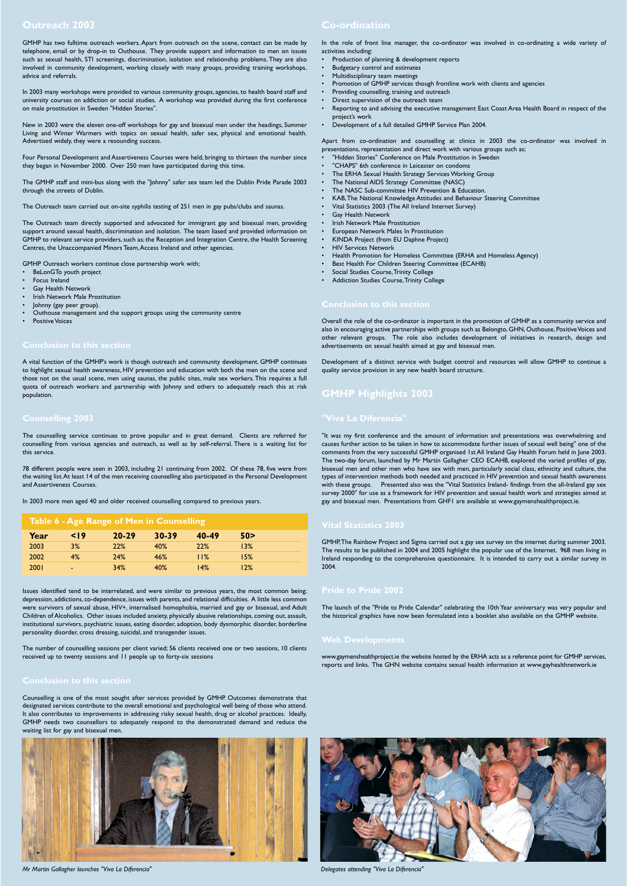## Outreach 2003

GMHP has two fulltime outreach workers. Apart from outreach on the scene, contact can be made by telephone, email or by drop-in to Outhouse. They provide support and information to men on issues such as sexual health, STI screenings, discrimination, isolation and relationship problems. They are also involved in community development, working closely with many groups, providing training workshops, advice and referrals.

In 2003 many workshops were provided to various community groups, agencies, to health board staff and university courses on addiction or social studies. A workshop was provided during the first conference on male prostitution in Sweden "Hidden Stories".

New in 2003 were the eleven one-off workshops for gay and bisexual men under the headings, Summer Living and Winter Warmers with topics on sexual health, safer sex, physical and emotional health. Advertised widely, they were a resounding success.

Four Personal Development and Assertiveness Courses were held, bringing to thirteen the number since they began in November 2000. Over 250 men have participated during this time.

The GMHP staff and mini-bus along with the "Johnny" safer sex team led the Dublin Pride Parade 2003 through the streets of Dublin.

The Outreach team carried out on-site syphilis testing of 251 men in gay pubs/clubs and saunas.

The Outreach team directly supported and advocated for immigrant gay and bisexual men, providing support around sexual health, discrimination and isolation. The team liased and provided information on GMHP to relevant service providers, such as; the Reception and Integration Centre, the Health Screening Centres, the Unaccompanied Minors Team, Access Ireland and other agencies.

GMHP Outreach workers continue close partnership work with;

- BeLonGTo youth project
- Focus Ireland
- Gay Health Network
- Irish Network Male Prostitution
- Johnny (gay peer group).
- Outhouse management and the support groups using the community centre
- Positive Voices

### Conclusion to this section

A vital function of the GMHP's work is though outreach and community development. GMHP continues to highlight sexual health awareness, HIV prevention and education with both the men on the scene and those not on the usual scene, men using saunas, the public sites, male sex workers. This requires a full quota of outreach workers and partnership with Johnny and others to adequately reach this at risk population.

## Counselling 2003

The counselling service continues to prove popular and in great demand. Clients are referred for counselling from various agencies and outreach, as well as by self-referral. There is a waiting list for this service.

78 different people were seen in 2003, including 21 continuing from 2002. Of these 78, five were from the waiting list. At least 14 of the men receiving counselling also participated in the Personal Development and Assertiveness Courses.

In 2003 more men aged 40 and older received counselling compared to previous years.

**Table 6 - Age Range of Men in Counselling**

| Year | <19 | 20-29 | 30-39 | 40-49 | 50> |
|---|---|---|---|---|---|
| 2003 | 3% | 22% | 40% | 22% | 13% |
| 2002 | 4% | 24% | 46% | 11% | 15% |
| 2001 | - | 34% | 40% | 14% | 12% |

Issues identified tend to be interrelated, and were similar to previous years, the most common being; depression, addictions, co-dependence, issues with parents, and relational difficulties. A little less common were survivors of sexual abuse, HIV+, internalised homophobia, married and gay or bisexual, and Adult Children of Alcoholics. Other issues included anxiety, physically abusive relationships, coming out, assault, institutional survivors, psychiatric issues, eating disorder, adoption, body dysmorphic disorder, borderline personality disorder, cross dressing, suicidal, and transgender issues.

The number of counselling sessions per client varied; 56 clients received one or two sessions, 10 clients received up to twenty sessions and 11 people up to forty-six sessions

### Conclusion to this section

Counselling is one of the most sought after services provided by GMHP. Outcomes demonstrate that designated services contribute to the overall emotional and psychological well being of those who attend. It also contributes to improvements in addressing risky sexual health, drug or alcohol practices. Ideally, GMHP needs two counsellors to adequately respond to the demonstrated demand and reduce the waiting list for gay and bisexual men.

*Mr Martin Gallagher launches "Viva La Diferencia"*

## Co-ordination

In the role of front line manager, the co-ordinator was involved in co-ordinating a wide variety of activities including:

- Production of planning & development reports
- Budgetary control and estimates
- Multidisciplinary team meetings
- Promotion of GMHP services though frontline work with clients and agencies
- Providing counselling, training and outreach
- Direct supervision of the outreach team
- Reporting to and advising the executive management East Coast Area Health Board in respect of the project's work
- Development of a full detailed GMHP Service Plan 2004.

Apart from co-ordination and counselling at clinics in 2003 the co-ordinator was involved in presentations, representation and direct work with various groups such as;

- "Hidden Stories" Conference on Male Prostitution in Sweden
- "CHAPS" 6th conference in Leicester on condoms
- The ERHA Sexual Health Strategy Services Working Group
- The National AIDS Strategy Committee (NASC)
- The NASC Sub-committee HIV Prevention & Education.
- KAB, The National Knowledge Attitudes and Behaviour Steering Committee
- Vital Statistics 2003 (The All Ireland Internet Survey)
- Gay Health Network
- Irish Network Male Prostitution
- European Network Males In Prostitution
- KINDA Project (from EU Daphne Project)
- HIV Services Network
- Health Promotion for Homeless Committee (ERHA and Homeless Agency)
- Best Health For Children Steering Committee (ECAHB)
- Social Studies Course, Trinity College
- Addiction Studies Course, Trinity College

### Conclusion to this section

Overall the role of the co-ordinator is important in the promotion of GMHP as a community service and also in encouraging active partnerships with groups such as Belongto, GHN, Outhouse, Positive Voices and other relevant groups. The role also includes development of initiatives in research, design and advertisements on sexual health aimed at gay and bisexual men.

Development of a distinct service with budget control and resources will allow GMHP to continue a quality service provision in any new health board structure.

## GMHP Highlights 2003

### "Viva La Diferencia"

"It was my first conference and the amount of information and presentations was overwhelming and causes further action to be taken in how to accommodate further issues of sexual well being" one of the comments from the very successful GMHP organised 1st All Ireland Gay Health Forum held in June 2003. The two-day forum, launched by Mr Martin Gallagher CEO ECAHB, explored the varied profiles of gay, bisexual men and other men who have sex with men, particularly social class, ethnicity and culture, the types of intervention methods both needed and practiced in HIV prevention and sexual health awareness with these groups. Presented also was the "Vital Statistics Ireland- findings from the all-Ireland gay sex survey 2000" for use as a framework for HIV prevention and sexual health work and strategies aimed at gay and bisexual men. Presentations from GHF1 are available at www.gaymenshealthproject.ie.

### Vital Statistics 2003

GMHP, The Rainbow Project and Sigma carried out a gay sex survey on the internet during summer 2003. The results to be published in 2004 and 2005 highlight the popular use of the Internet. 968 men living in Ireland responding to the comprehensive questionnaire. It is intended to carry out a similar survey in 2004.

### Pride to Pride 2002

The launch of the "Pride to Pride Calendar" celebrating the 10th Year anniversary was very popular and the historical graphics have now been formulated into a booklet also available on the GMHP website.

### Web Developments

www.gaymenshealthproject.ie the website hosted by the ERHA acts as a reference point for GMHP services, reports and links. The GHN website contains sexual health information at www.gayhealthnetwork.ie

*Delegates attending "Viva La Diferencia"*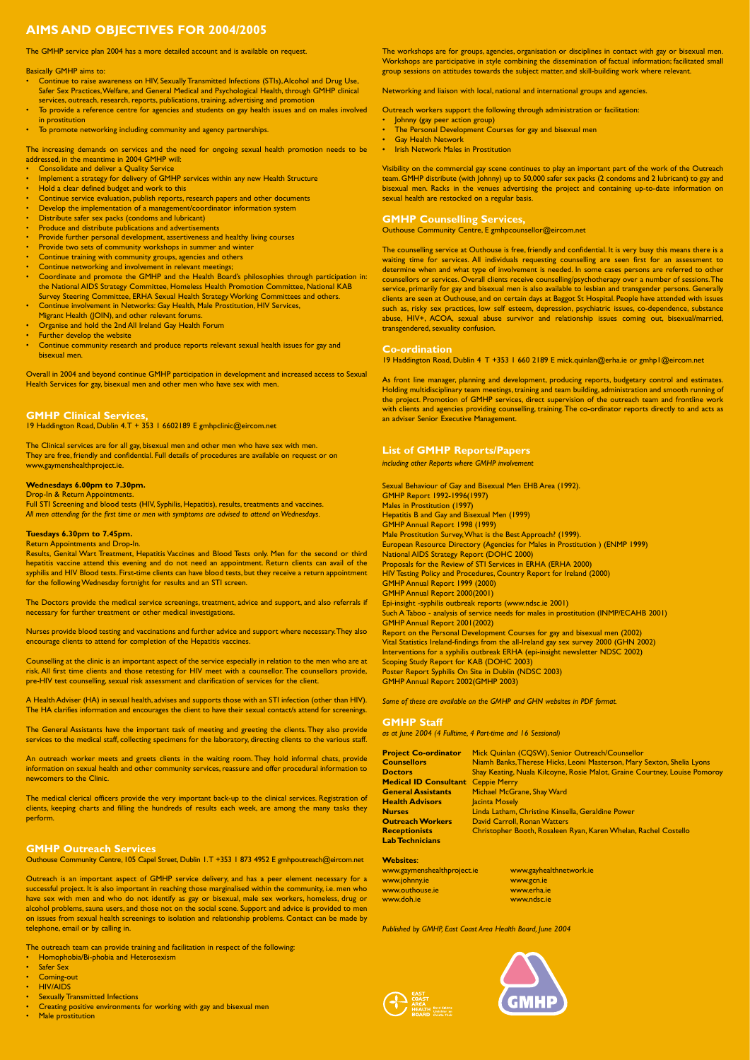## AIMS AND OBJECTIVES FOR 2004/2005

The GMHP service plan 2004 has a more detailed account and is available on request.

Basically GMHP aims to:

- Continue to raise awareness on HIV, Sexually Transmitted Infections (STIs), Alcohol and Drug Use, Safer Sex Practices, Welfare, and General Medical and Psychological Health, through GMHP clinical services, outreach, research, reports, publications, training, advertising and promotion
- To provide a reference centre for agencies and students on gay health issues and on males involved in prostitution
- To promote networking including community and agency partnerships.

The increasing demands on services and the need for ongoing sexual health promotion needs to be addressed, in the meantime in 2004 GMHP will:

- Consolidate and deliver a Quality Service
- Implement a strategy for delivery of GMHP services within any new Health Structure
- Hold a clear defined budget and work to this
- Continue service evaluation, publish reports, research papers and other documents
- Develop the implementation of a management/coordinator information system
- Distribute safer sex packs (condoms and lubricant)
- Produce and distribute publications and advertisements
- Provide further personal development, assertiveness and healthy living courses
- Provide two sets of community workshops in summer and winter
- Continue training with community groups, agencies and others
- Continue networking and involvement in relevant meetings;
- Coordinate and promote the GMHP and the Health Board's philosophies through participation in: the National AIDS Strategy Committee, Homeless Health Promotion Committee, National KAB Survey Steering Committee, ERHA Sexual Health Strategy Working Committees and others.
- Continue involvement in Networks: Gay Health, Male Prostitution, HIV Services, Migrant Health (JOIN), and other relevant forums.
- Organise and hold the 2nd All Ireland Gay Health Forum
- Further develop the website
- Continue community research and produce reports relevant sexual health issues for gay and bisexual men.

Overall in 2004 and beyond continue GMHP participation in development and increased access to Sexual Health Services for gay, bisexual men and other men who have sex with men.

## GMHP Clinical Services,

19 Haddington Road, Dublin 4. T + 353 1 6602189 E gmhpclinic@eircom.net

The Clinical services are for all gay, bisexual men and other men who have sex with men. They are free, friendly and confidential. Full details of procedures are available on request or on www.gaymenshealthproject.ie.

**Wednesdays 6.00pm to 7.30pm.**
Drop-In & Return Appointments.
Full STI Screening and blood tests (HIV, Syphilis, Hepatitis), results, treatments and vaccines.
*All men attending for the first time or men with symptoms are advised to attend on Wednesdays.*

**Tuesdays 6.30pm to 7.45pm.**
Return Appointments and Drop-In.
Results, Genital Wart Treatment, Hepatitis Vaccines and Blood Tests only. Men for the second or third hepatitis vaccine attend this evening and do not need an appointment. Return clients can avail of the syphilis and HIV Blood tests. First-time clients can have blood tests, but they receive a return appointment for the following Wednesday fortnight for results and an STI screen.

The Doctors provide the medical service screenings, treatment, advice and support, and also referrals if necessary for further treatment or other medical investigations.

Nurses provide blood testing and vaccinations and further advice and support where necessary. They also encourage clients to attend for completion of the Hepatitis vaccines.

Counselling at the clinic is an important aspect of the service especially in relation to the men who are at risk. All first time clients and those retesting for HIV meet with a counsellor. The counsellors provide, pre-HIV test counselling, sexual risk assessment and clarification of services for the client.

A Health Adviser (HA) in sexual health, advises and supports those with an STI infection (other than HIV). The HA clarifies information and encourages the client to have their sexual contact/s attend for screenings.

The General Assistants have the important task of meeting and greeting the clients. They also provide services to the medical staff, collecting specimens for the laboratory, directing clients to the various staff.

An outreach worker meets and greets clients in the waiting room. They hold informal chats, provide information on sexual health and other community services, reassure and offer procedural information to newcomers to the Clinic.

The medical clerical officers provide the very important back-up to the clinical services. Registration of clients, keeping charts and filling the hundreds of results each week, are among the many tasks they perform.

## GMHP Outreach Services

Outhouse Community Centre, 105 Capel Street, Dublin 1. T +353 1 873 4952 E gmhpoutreach@eircom.net

Outreach is an important aspect of GMHP service delivery, and has a peer element necessary for a successful project. It is also important in reaching those marginalised within the community, i.e. men who have sex with men and who do not identify as gay or bisexual, male sex workers, homeless, drug or alcohol problems, sauna users, and those not on the social scene. Support and advice is provided to men on issues from sexual health screenings to isolation and relationship problems. Contact can be made by telephone, email or by calling in.

The outreach team can provide training and facilitation in respect of the following:

- Homophobia/Bi-phobia and Heterosexism
- Safer Sex
- Coming-out
- HIV/AIDS
- Sexually Transmitted Infections
- Creating positive environments for working with gay and bisexual men
- Male prostitution

The workshops are for groups, agencies, organisation or disciplines in contact with gay or bisexual men. Workshops are participative in style combining the dissemination of factual information; facilitated small group sessions on attitudes towards the subject matter, and skill-building work where relevant.

Networking and liaison with local, national and international groups and agencies.

Outreach workers support the following through administration or facilitation:

- Johnny (gay peer action group)
- The Personal Development Courses for gay and bisexual men
- Gay Health Network
- Irish Network Males in Prostitution

Visibility on the commercial gay scene continues to play an important part of the work of the Outreach team. GMHP distribute (with Johnny) up to 50,000 safer sex packs (2 condoms and 2 lubricant) to gay and bisexual men. Racks in the venues advertising the project and containing up-to-date information on sexual health are restocked on a regular basis.

## GMHP Counselling Services,

Outhouse Community Centre, E gmhpcounsellor@eircom.net

The counselling service at Outhouse is free, friendly and confidential. It is very busy this means there is a waiting time for services. All individuals requesting counselling are seen first for an assessment to determine when and what type of involvement is needed. In some cases persons are referred to other counsellors or services. Overall clients receive counselling/psychotherapy over a number of sessions. The service, primarily for gay and bisexual men is also available to lesbian and transgender persons. Generally clients are seen at Outhouse, and on certain days at Baggot St Hospital. People have attended with issues such as, risky sex practices, low self esteem, depression, psychiatric issues, co-dependence, substance abuse, HIV+, ACOA, sexual abuse survivor and relationship issues coming out, bisexual/married, transgendered, sexuality confusion.

## Co-ordination

19 Haddington Road, Dublin 4 T +353 1 660 2189 E mick.quinlan@erha.ie or gmhp1@eircom.net

As front line manager, planning and development, producing reports, budgetary control and estimates. Holding multidisciplinary team meetings, training and team building, administration and smooth running of the project. Promotion of GMHP services, direct supervision of the outreach team and frontline work with clients and agencies providing counselling, training. The co-ordinator reports directly to and acts as an adviser Senior Executive Management.

## List of GMHP Reports/Papers

*including other Reports where GMHP involvement*

Sexual Behaviour of Gay and Bisexual Men EHB Area (1992).
GMHP Report 1992-1996(1997)
Males in Prostitution (1997)
Hepatitis B and Gay and Bisexual Men (1999)
GMHP Annual Report 1998 (1999)
Male Prostitution Survey, What is the Best Approach? (1999).
European Resource Directory (Agencies for Males in Prostitution ) (ENMP 1999)
National AIDS Strategy Report (DOHC 2000)
Proposals for the Review of STI Services in ERHA (ERHA 2000)
HIV Testing Policy and Procedures, Country Report for Ireland (2000)
GMHP Annual Report 1999 (2000)
GMHP Annual Report 2000(2001)
Epi-insight -syphilis outbreak reports (www.ndsc.ie 2001)
Such A Taboo - analysis of service needs for males in prostitution (INMP/ECAHB 2001)
GMHP Annual Report 2001(2002)
Report on the Personal Development Courses for gay and bisexual men (2002)
Vital Statistics Ireland-findings from the all-Ireland gay sex survey 2000 (GHN 2002)
Interventions for a syphilis outbreak ERHA (epi-insight newsletter NDSC 2002)
Scoping Study Report for KAB (DOHC 2003)
Poster Report Syphilis On Site in Dublin (NDSC 2003)
GMHP Annual Report 2002(GMHP 2003)

*Some of these are available on the GMHP and GHN websites in PDF format.*

## GMHP Staff

*as at June 2004 (4 Fulltime, 4 Part-time and 16 Sessional)*

**Project Co-ordinator** Mick Quinlan (CQSW), Senior Outreach/Counsellor
**Counsellors** Niamh Banks, Therese Hicks, Leoni Masterson, Mary Sexton, Shelia Lyons
**Doctors** Shay Keating, Nuala Kilcoyne, Rosie Malot, Graine Courtney, Louise Pomoroy
**Medical ID Consultant** Ceppie Merry
**General Assistants** Michael McGrane, Shay Ward
**Health Advisors** Jacinta Mosely
**Nurses** Linda Latham, Christine Kinsella, Geraldine Power
**Outreach Workers** David Carroll, Ronan Watters
**Receptionists** Christopher Booth, Rosaleen Ryan, Karen Whelan, Rachel Costello
**Lab Technicians**

**Websites**:

www.gaymenshealthproject.ie
www.johnny.ie
www.outhouse.ie
www.doh.ie
www.gayhealthnetwork.ie
www.gcn.ie
www.erha.ie
www.ndsc.ie

*Published by GMHP, East Coast Area Health Board, June 2004*

EAST COAST AREA HEALTH BOARD

GMHP